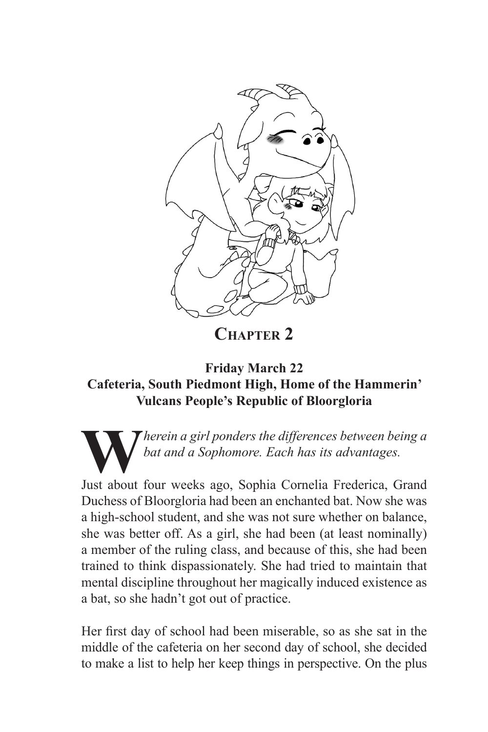## Chapter 2

**Friday March 22**
**Cafeteria, South Piedmont High, Home of the Hammerin' Vulcans People's Republic of Bloorgloria**

*Wherein a girl ponders the differences between being a bat and a Sophomore. Each has its advantages.*

Just about four weeks ago, Sophia Cornelia Frederica, Grand Duchess of Bloorgloria had been an enchanted bat. Now she was a high-school student, and she was not sure whether on balance, she was better off. As a girl, she had been (at least nominally) a member of the ruling class, and because of this, she had been trained to think dispassionately. She had tried to maintain that mental discipline throughout her magically induced existence as a bat, so she hadn't got out of practice.

Her first day of school had been miserable, so as she sat in the middle of the cafeteria on her second day of school, she decided to make a list to help her keep things in perspective. On the plus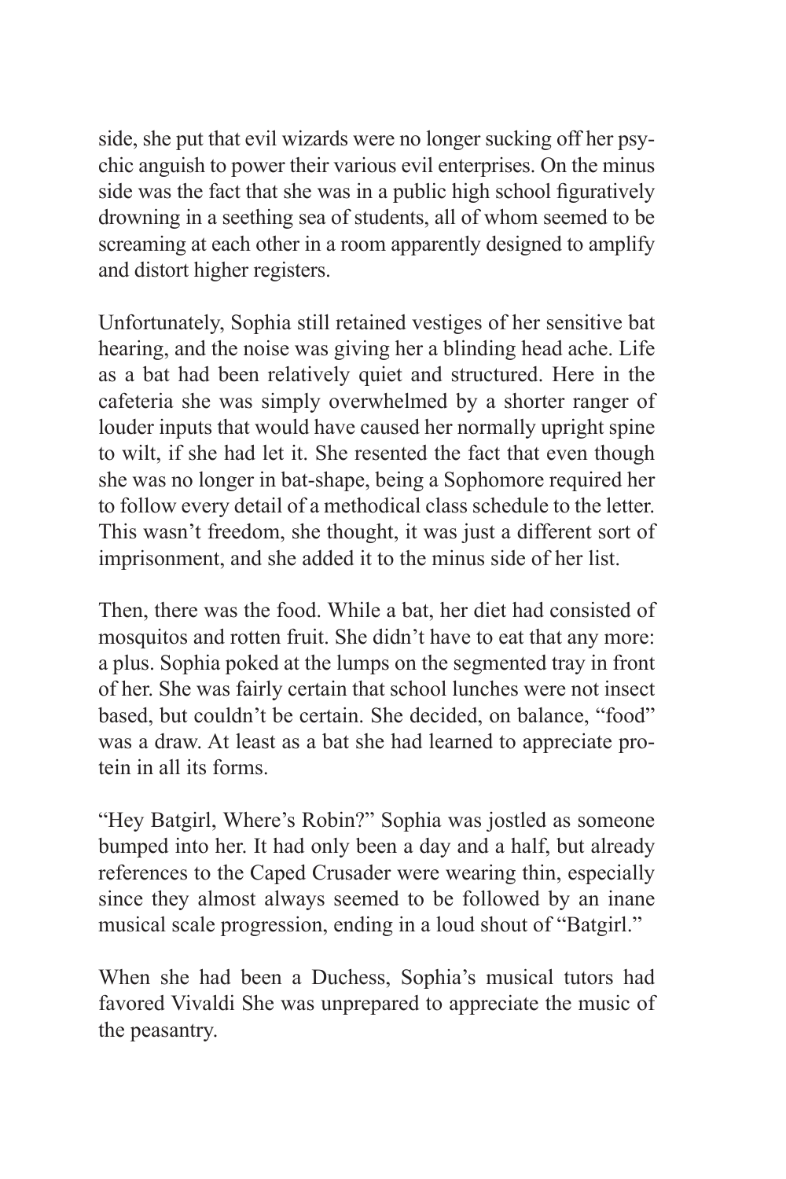side, she put that evil wizards were no longer sucking off her psychic anguish to power their various evil enterprises. On the minus side was the fact that she was in a public high school figuratively drowning in a seething sea of students, all of whom seemed to be screaming at each other in a room apparently designed to amplify and distort higher registers.

Unfortunately, Sophia still retained vestiges of her sensitive bat hearing, and the noise was giving her a blinding head ache. Life as a bat had been relatively quiet and structured. Here in the cafeteria she was simply overwhelmed by a shorter ranger of louder inputs that would have caused her normally upright spine to wilt, if she had let it. She resented the fact that even though she was no longer in bat-shape, being a Sophomore required her to follow every detail of a methodical class schedule to the letter. This wasn't freedom, she thought, it was just a different sort of imprisonment, and she added it to the minus side of her list.

Then, there was the food. While a bat, her diet had consisted of mosquitos and rotten fruit. She didn't have to eat that any more: a plus. Sophia poked at the lumps on the segmented tray in front of her. She was fairly certain that school lunches were not insect based, but couldn't be certain. She decided, on balance, "food" was a draw. At least as a bat she had learned to appreciate protein in all its forms.

"Hey Batgirl, Where's Robin?" Sophia was jostled as someone bumped into her. It had only been a day and a half, but already references to the Caped Crusader were wearing thin, especially since they almost always seemed to be followed by an inane musical scale progression, ending in a loud shout of "Batgirl."

When she had been a Duchess, Sophia's musical tutors had favored Vivaldi She was unprepared to appreciate the music of the peasantry.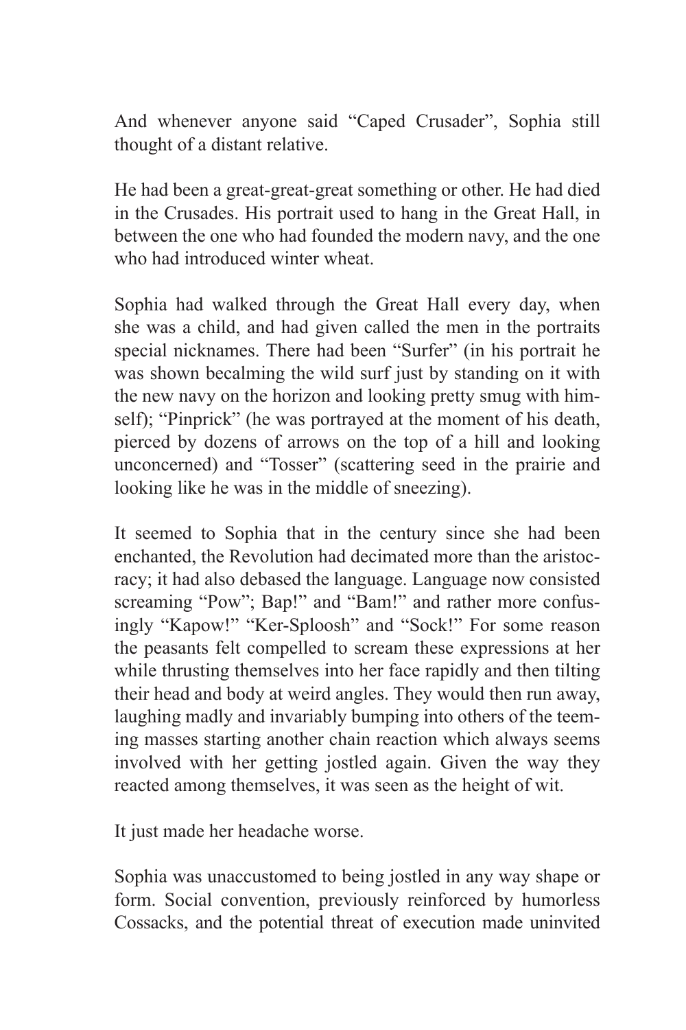And whenever anyone said “Caped Crusader”, Sophia still thought of a distant relative.

He had been a great-great-great something or other. He had died in the Crusades. His portrait used to hang in the Great Hall, in between the one who had founded the modern navy, and the one who had introduced winter wheat.

Sophia had walked through the Great Hall every day, when she was a child, and had given called the men in the portraits special nicknames. There had been “Surfer” (in his portrait he was shown becalming the wild surf just by standing on it with the new navy on the horizon and looking pretty smug with himself); “Pinprick” (he was portrayed at the moment of his death, pierced by dozens of arrows on the top of a hill and looking unconcerned) and “Tosser” (scattering seed in the prairie and looking like he was in the middle of sneezing).

It seemed to Sophia that in the century since she had been enchanted, the Revolution had decimated more than the aristocracy; it had also debased the language. Language now consisted screaming “Pow”; Bap!” and “Bam!” and rather more confusingly “Kapow!” “Ker-Sploosh” and “Sock!” For some reason the peasants felt compelled to scream these expressions at her while thrusting themselves into her face rapidly and then tilting their head and body at weird angles. They would then run away, laughing madly and invariably bumping into others of the teeming masses starting another chain reaction which always seems involved with her getting jostled again. Given the way they reacted among themselves, it was seen as the height of wit.

It just made her headache worse.

Sophia was unaccustomed to being jostled in any way shape or form. Social convention, previously reinforced by humorless Cossacks, and the potential threat of execution made uninvited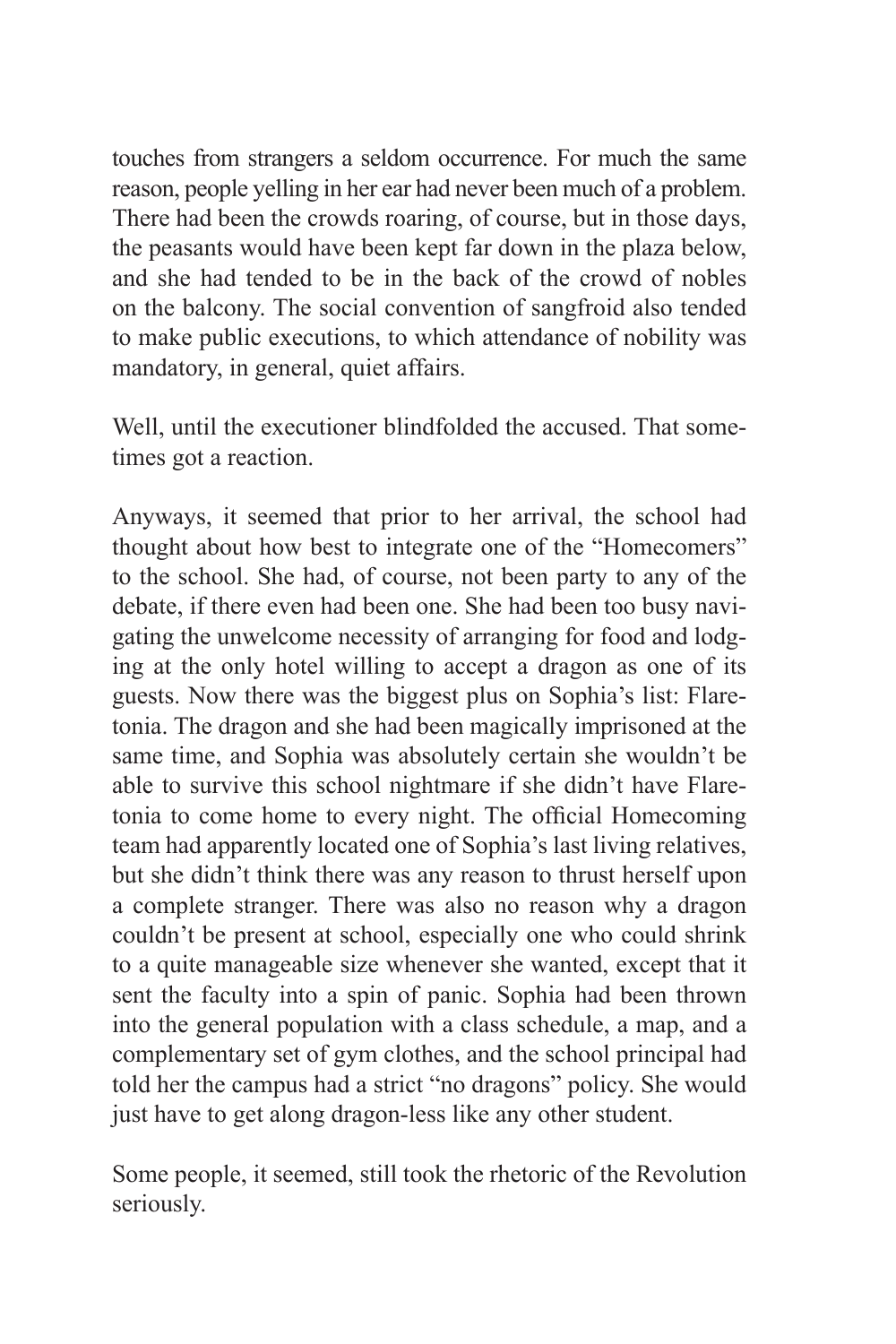touches from strangers a seldom occurrence. For much the same reason, people yelling in her ear had never been much of a problem. There had been the crowds roaring, of course, but in those days, the peasants would have been kept far down in the plaza below, and she had tended to be in the back of the crowd of nobles on the balcony. The social convention of sangfroid also tended to make public executions, to which attendance of nobility was mandatory, in general, quiet affairs.

Well, until the executioner blindfolded the accused. That sometimes got a reaction.

Anyways, it seemed that prior to her arrival, the school had thought about how best to integrate one of the "Homecomers" to the school. She had, of course, not been party to any of the debate, if there even had been one. She had been too busy navigating the unwelcome necessity of arranging for food and lodging at the only hotel willing to accept a dragon as one of its guests. Now there was the biggest plus on Sophia's list: Flaretonia. The dragon and she had been magically imprisoned at the same time, and Sophia was absolutely certain she wouldn't be able to survive this school nightmare if she didn't have Flaretonia to come home to every night. The official Homecoming team had apparently located one of Sophia's last living relatives, but she didn't think there was any reason to thrust herself upon a complete stranger. There was also no reason why a dragon couldn't be present at school, especially one who could shrink to a quite manageable size whenever she wanted, except that it sent the faculty into a spin of panic. Sophia had been thrown into the general population with a class schedule, a map, and a complementary set of gym clothes, and the school principal had told her the campus had a strict "no dragons" policy. She would just have to get along dragon-less like any other student.

Some people, it seemed, still took the rhetoric of the Revolution seriously.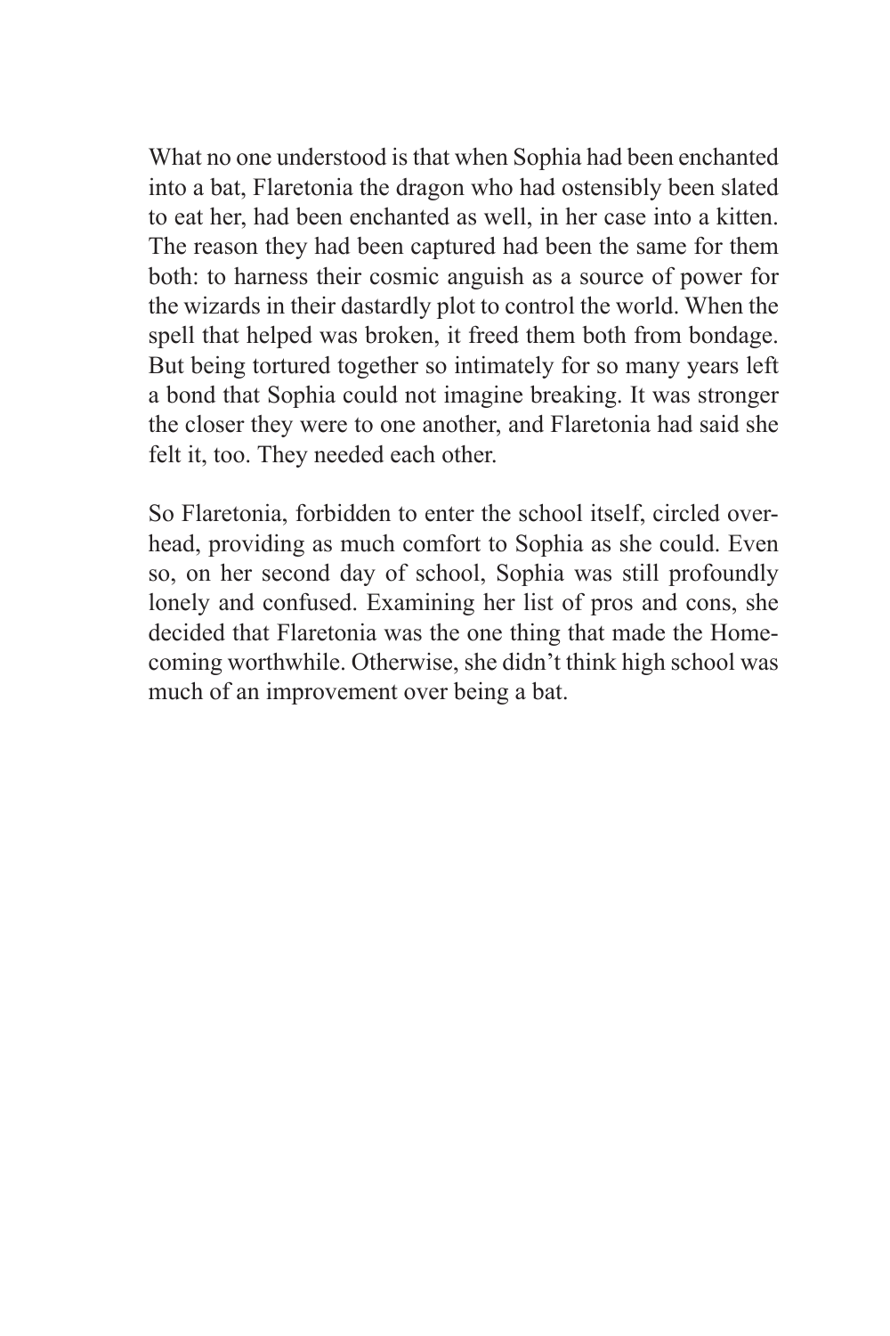What no one understood is that when Sophia had been enchanted into a bat, Flaretonia the dragon who had ostensibly been slated to eat her, had been enchanted as well, in her case into a kitten. The reason they had been captured had been the same for them both: to harness their cosmic anguish as a source of power for the wizards in their dastardly plot to control the world. When the spell that helped was broken, it freed them both from bondage. But being tortured together so intimately for so many years left a bond that Sophia could not imagine breaking. It was stronger the closer they were to one another, and Flaretonia had said she felt it, too. They needed each other.

So Flaretonia, forbidden to enter the school itself, circled overhead, providing as much comfort to Sophia as she could. Even so, on her second day of school, Sophia was still profoundly lonely and confused. Examining her list of pros and cons, she decided that Flaretonia was the one thing that made the Homecoming worthwhile. Otherwise, she didn't think high school was much of an improvement over being a bat.